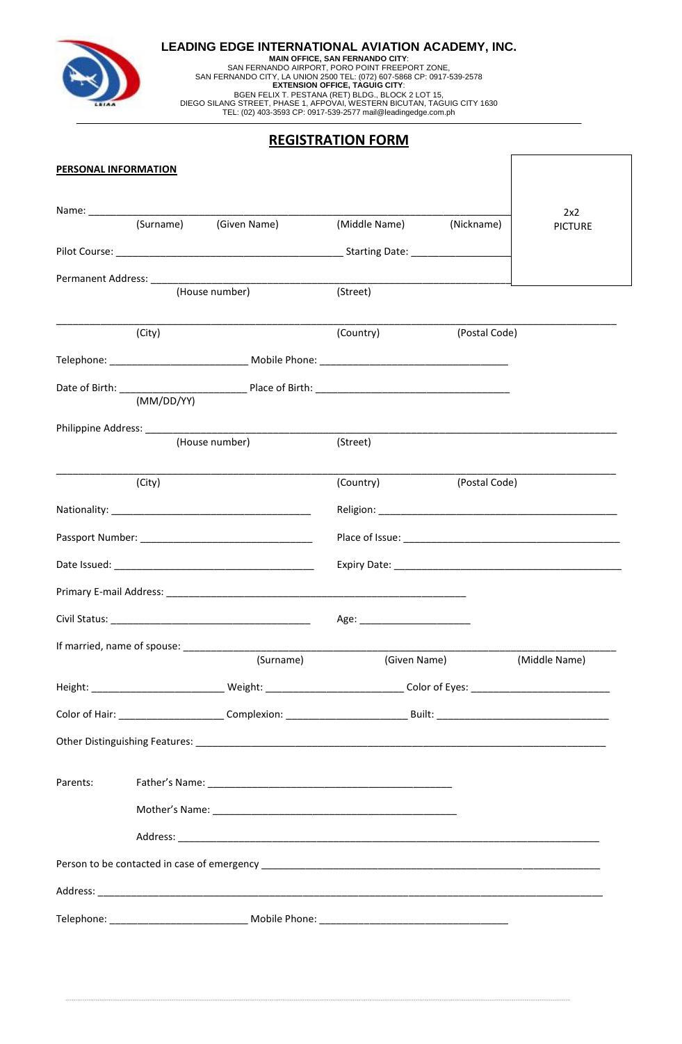**LEADING EDGE INTERNATIONAL AVIATION ACADEMY, INC.**

**MAIN OFFICE, SAN FERNANDO CITY**:
SAN FERNANDO AIRPORT, PORO POINT FREEPORT ZONE,
SAN FERNANDO CITY, LA UNION 2500 TEL: (072) 607-5868 CP: 0917-539-2578
**EXTENSION OFFICE, TAGUIG CITY**:
BGEN FELIX T. PESTANA (RET) BLDG., BLOCK 2 LOT 15,
DIEGO SILANG STREET, PHASE 1, AFPOVAI, WESTERN BICUTAN, TAGUIG CITY 1630
TEL: (02) 403-3593 CP: 0917-539-2577 mail@leadingedge.com.ph

# REGISTRATION FORM

**PERSONAL INFORMATION**

2x2 PICTURE

Name: ____________________________________________
(Surname) (Given Name) (Middle Name) (Nickname)

Pilot Course: ______________________ Starting Date: ______________

Permanent Address: ____________________________________________
(House number) (Street)

____________________________________________
(City) (Country) (Postal Code)

Telephone: ______________ Mobile Phone: ______________

Date of Birth: ______________ Place of Birth: ______________
(MM/DD/YY)

Philippine Address: ____________________________________________
(House number) (Street)

____________________________________________
(City) (Country) (Postal Code)

Nationality: ______________ Religion: ______________

Passport Number: ______________ Place of Issue: ______________

Date Issued: ______________ Expiry Date: ______________

Primary E-mail Address: ______________________________

Civil Status: ______________ Age: ______________

If married, name of spouse: ____________________________________________
(Surname) (Given Name) (Middle Name)

Height: ______________ Weight: ______________ Color of Eyes: ______________

Color of Hair: ______________ Complexion: ______________ Built: ______________

Other Distinguishing Features: ______________________________

Parents: Father's Name: ______________________________

Mother's Name: ______________________________

Address: ______________________________

Person to be contacted in case of emergency ______________________________

Address: ______________________________

Telephone: ______________ Mobile Phone: ______________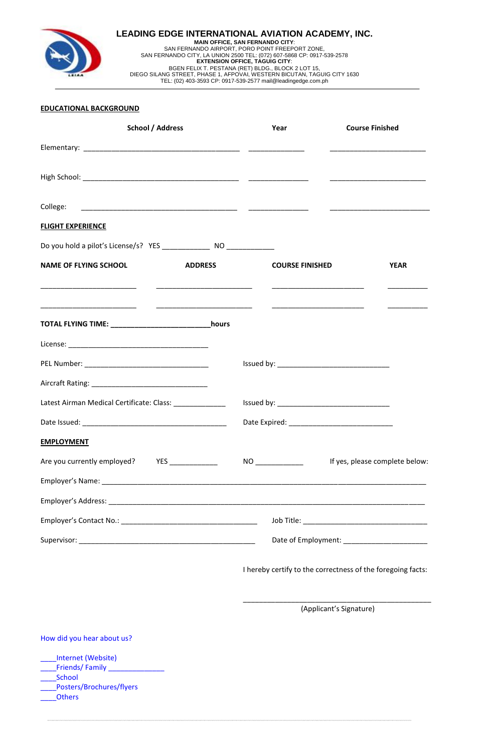**LEADING EDGE INTERNATIONAL AVIATION ACADEMY, INC.**
**MAIN OFFICE, SAN FERNANDO CITY:**
SAN FERNANDO AIRPORT, PORO POINT FREEPORT ZONE,
SAN FERNANDO CITY, LA UNION 2500 TEL: (072) 607-5868 CP: 0917-539-2578
**EXTENSION OFFICE, TAGUIG CITY:**
BGEN FELIX T. PESTANA (RET) BLDG., BLOCK 2 LOT 15,
DIEGO SILANG STREET, PHASE 1, AFPOVAI, WESTERN BICUTAN, TAGUIG CITY 1630
TEL: (02) 403-3593 CP: 0917-539-2577 mail@leadingedge.com.ph

---

**EDUCATIONAL BACKGROUND**

| | School / Address | Year | Course Finished |
|---|---|---|---|
| Elementary: | ____________________ | __________ | ______________ |
| High School: | ____________________ | __________ | ______________ |
| College: | ____________________ | __________ | ______________ |

**FLIGHT EXPERIENCE**

Do you hold a pilot's License/s? YES ___________ NO ___________

| NAME OF FLYING SCHOOL | ADDRESS | COURSE FINISHED | YEAR |
|---|---|---|---|
| ______________ | ______________ | ______________ | ________ |
| ______________ | ______________ | ______________ | ________ |

**TOTAL FLYING TIME: ______________________hours**

License: ________________________________

PEL Number: ____________________________ Issued by: __________________________

Aircraft Rating: __________________________

Latest Airman Medical Certificate: Class: ____________ Issued by: __________________________

Date Issued: ________________________________ Date Expired: ________________________

**EMPLOYMENT**

Are you currently employed? YES ___________ NO ___________ If yes, please complete below:

Employer's Name: ________________________________________________________________

Employer's Address: ______________________________________________________________

Employer's Contact No.: ______________________________ Job Title: ____________________________

Supervisor: ________________________________________ Date of Employment: ____________________

I hereby certify to the correctness of the foregoing facts:

____________________________________________

(Applicant's Signature)

How did you hear about us?

____Internet (Website)
____Friends/ Family _____________
____School
____Posters/Brochures/flyers
____Others